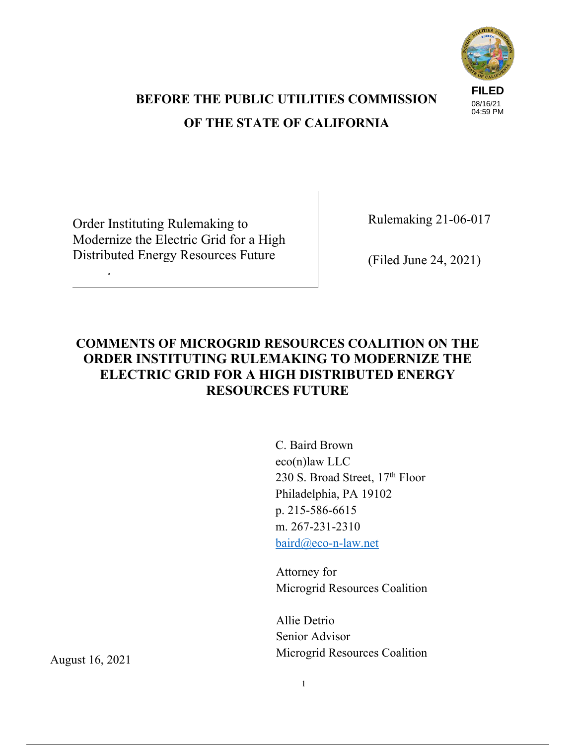FILED
08/16/21
04:59 PM

**BEFORE THE PUBLIC UTILITIES COMMISSION**

**OF THE STATE OF CALIFORNIA**

| Order Instituting Rulemaking to Modernize the Electric Grid for a High Distributed Energy Resources Future. | Rulemaking 21-06-017<br><br>(Filed June 24, 2021) |
| --- | --- |

# COMMENTS OF MICROGRID RESOURCES COALITION ON THE ORDER INSTITUTING RULEMAKING TO MODERNIZE THE ELECTRIC GRID FOR A HIGH DISTRIBUTED ENERGY RESOURCES FUTURE

C. Baird Brown
eco(n)law LLC
230 S. Broad Street, 17th Floor
Philadelphia, PA 19102
p. 215-586-6615
m. 267-231-2310
baird@eco-n-law.net

Attorney for
Microgrid Resources Coalition

Allie Detrio
Senior Advisor
Microgrid Resources Coalition

August 16, 2021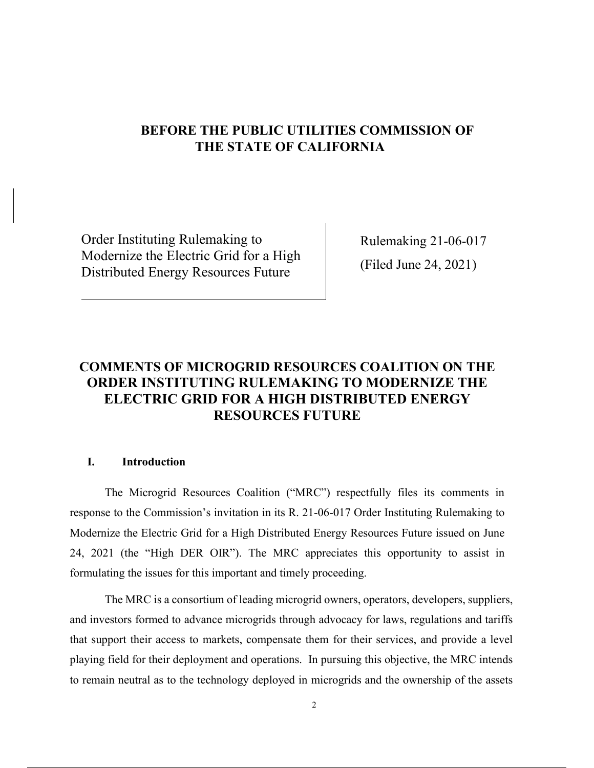# BEFORE THE PUBLIC UTILITIES COMMISSION OF THE STATE OF CALIFORNIA

| Order Instituting Rulemaking to Modernize the Electric Grid for a High Distributed Energy Resources Future | Rulemaking 21-06-017 (Filed June 24, 2021) |
|---|---|

## COMMENTS OF MICROGRID RESOURCES COALITION ON THE ORDER INSTITUTING RULEMAKING TO MODERNIZE THE ELECTRIC GRID FOR A HIGH DISTRIBUTED ENERGY RESOURCES FUTURE

### I. Introduction

The Microgrid Resources Coalition ("MRC") respectfully files its comments in response to the Commission's invitation in its R. 21-06-017 Order Instituting Rulemaking to Modernize the Electric Grid for a High Distributed Energy Resources Future issued on June 24, 2021 (the "High DER OIR"). The MRC appreciates this opportunity to assist in formulating the issues for this important and timely proceeding.

The MRC is a consortium of leading microgrid owners, operators, developers, suppliers, and investors formed to advance microgrids through advocacy for laws, regulations and tariffs that support their access to markets, compensate them for their services, and provide a level playing field for their deployment and operations. In pursuing this objective, the MRC intends to remain neutral as to the technology deployed in microgrids and the ownership of the assets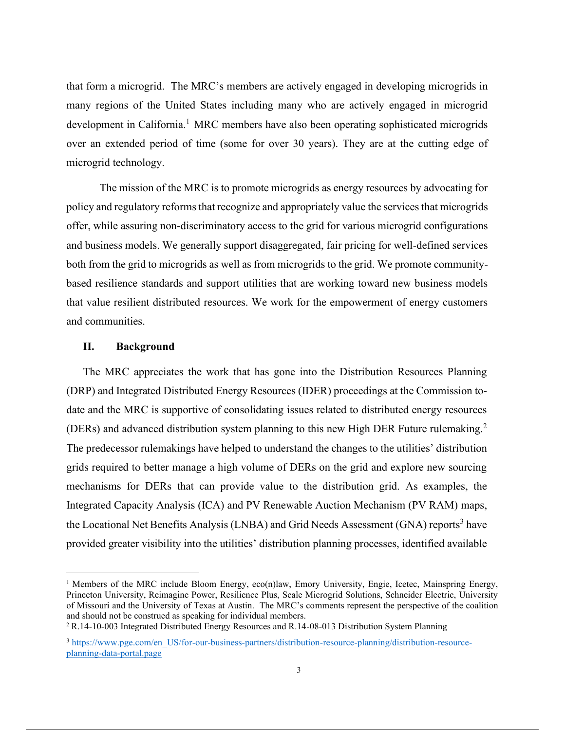that form a microgrid. The MRC's members are actively engaged in developing microgrids in many regions of the United States including many who are actively engaged in microgrid development in California.[1] MRC members have also been operating sophisticated microgrids over an extended period of time (some for over 30 years). They are at the cutting edge of microgrid technology.

The mission of the MRC is to promote microgrids as energy resources by advocating for policy and regulatory reforms that recognize and appropriately value the services that microgrids offer, while assuring non-discriminatory access to the grid for various microgrid configurations and business models. We generally support disaggregated, fair pricing for well-defined services both from the grid to microgrids as well as from microgrids to the grid. We promote community-based resilience standards and support utilities that are working toward new business models that value resilient distributed resources. We work for the empowerment of energy customers and communities.

## II. Background

The MRC appreciates the work that has gone into the Distribution Resources Planning (DRP) and Integrated Distributed Energy Resources (IDER) proceedings at the Commission to-date and the MRC is supportive of consolidating issues related to distributed energy resources (DERs) and advanced distribution system planning to this new High DER Future rulemaking.[2] The predecessor rulemakings have helped to understand the changes to the utilities' distribution grids required to better manage a high volume of DERs on the grid and explore new sourcing mechanisms for DERs that can provide value to the distribution grid. As examples, the Integrated Capacity Analysis (ICA) and PV Renewable Auction Mechanism (PV RAM) maps, the Locational Net Benefits Analysis (LNBA) and Grid Needs Assessment (GNA) reports[3] have provided greater visibility into the utilities' distribution planning processes, identified available

---

[1] Members of the MRC include Bloom Energy, eco(n)law, Emory University, Engie, Icetec, Mainspring Energy, Princeton University, Reimagine Power, Resilience Plus, Scale Microgrid Solutions, Schneider Electric, University of Missouri and the University of Texas at Austin. The MRC's comments represent the perspective of the coalition and should not be construed as speaking for individual members.

[2] R.14-10-003 Integrated Distributed Energy Resources and R.14-08-013 Distribution System Planning

[3] https://www.pge.com/en_US/for-our-business-partners/distribution-resource-planning/distribution-resource-planning-data-portal.page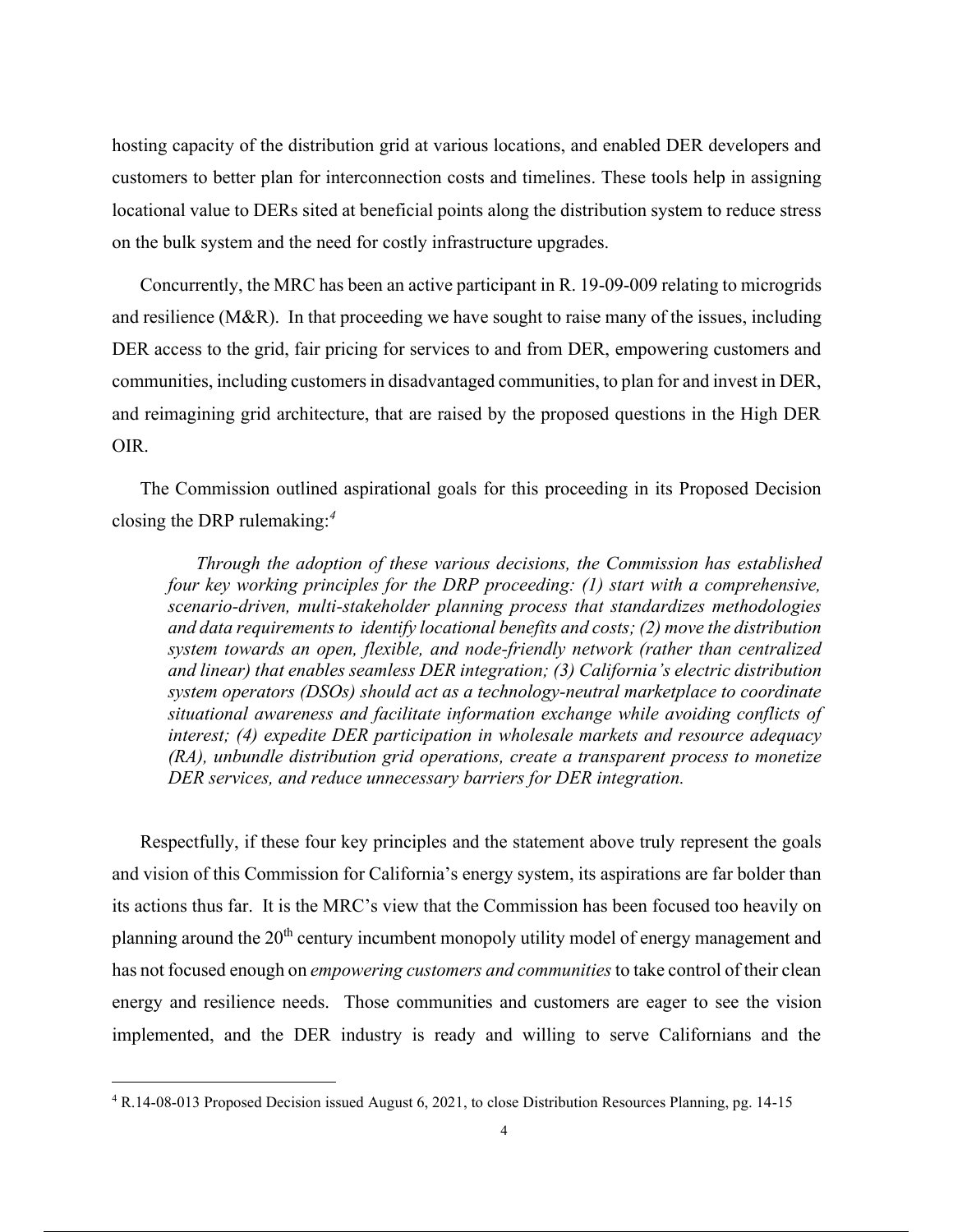hosting capacity of the distribution grid at various locations, and enabled DER developers and customers to better plan for interconnection costs and timelines. These tools help in assigning locational value to DERs sited at beneficial points along the distribution system to reduce stress on the bulk system and the need for costly infrastructure upgrades.

Concurrently, the MRC has been an active participant in R. 19-09-009 relating to microgrids and resilience (M&R). In that proceeding we have sought to raise many of the issues, including DER access to the grid, fair pricing for services to and from DER, empowering customers and communities, including customers in disadvantaged communities, to plan for and invest in DER, and reimagining grid architecture, that are raised by the proposed questions in the High DER OIR.

The Commission outlined aspirational goals for this proceeding in its Proposed Decision closing the DRP rulemaking:[4]

> *Through the adoption of these various decisions, the Commission has established four key working principles for the DRP proceeding: (1) start with a comprehensive, scenario-driven, multi-stakeholder planning process that standardizes methodologies and data requirements to identify locational benefits and costs; (2) move the distribution system towards an open, flexible, and node-friendly network (rather than centralized and linear) that enables seamless DER integration; (3) California's electric distribution system operators (DSOs) should act as a technology-neutral marketplace to coordinate situational awareness and facilitate information exchange while avoiding conflicts of interest; (4) expedite DER participation in wholesale markets and resource adequacy (RA), unbundle distribution grid operations, create a transparent process to monetize DER services, and reduce unnecessary barriers for DER integration.*

Respectfully, if these four key principles and the statement above truly represent the goals and vision of this Commission for California's energy system, its aspirations are far bolder than its actions thus far. It is the MRC's view that the Commission has been focused too heavily on planning around the 20th century incumbent monopoly utility model of energy management and has not focused enough on *empowering customers and communities* to take control of their clean energy and resilience needs. Those communities and customers are eager to see the vision implemented, and the DER industry is ready and willing to serve Californians and the

---

[4] R.14-08-013 Proposed Decision issued August 6, 2021, to close Distribution Resources Planning, pg. 14-15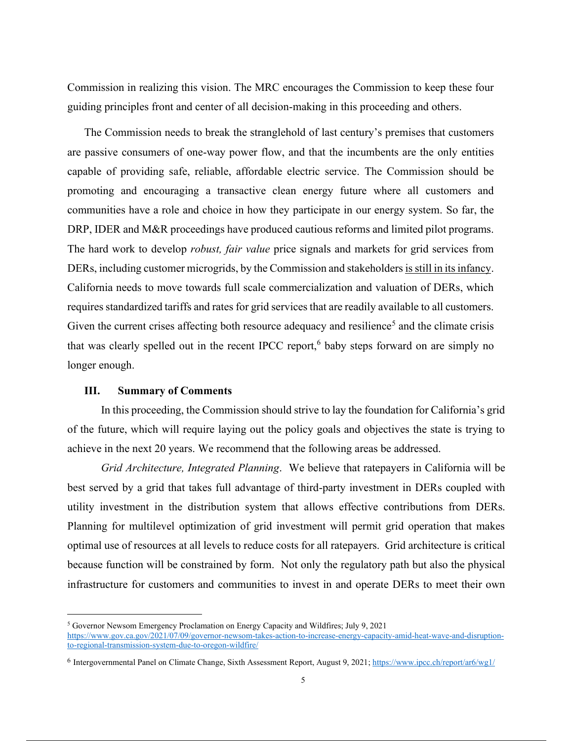Commission in realizing this vision. The MRC encourages the Commission to keep these four guiding principles front and center of all decision-making in this proceeding and others.

The Commission needs to break the stranglehold of last century's premises that customers are passive consumers of one-way power flow, and that the incumbents are the only entities capable of providing safe, reliable, affordable electric service. The Commission should be promoting and encouraging a transactive clean energy future where all customers and communities have a role and choice in how they participate in our energy system. So far, the DRP, IDER and M&R proceedings have produced cautious reforms and limited pilot programs. The hard work to develop *robust, fair value* price signals and markets for grid services from DERs, including customer microgrids, by the Commission and stakeholders <u>is still in its infancy</u>. California needs to move towards full scale commercialization and valuation of DERs, which requires standardized tariffs and rates for grid services that are readily available to all customers. Given the current crises affecting both resource adequacy and resilience[5] and the climate crisis that was clearly spelled out in the recent IPCC report,[6] baby steps forward on are simply no longer enough.

## III. Summary of Comments

In this proceeding, the Commission should strive to lay the foundation for California's grid of the future, which will require laying out the policy goals and objectives the state is trying to achieve in the next 20 years. We recommend that the following areas be addressed.

*Grid Architecture, Integrated Planning*. We believe that ratepayers in California will be best served by a grid that takes full advantage of third-party investment in DERs coupled with utility investment in the distribution system that allows effective contributions from DERs. Planning for multilevel optimization of grid investment will permit grid operation that makes optimal use of resources at all levels to reduce costs for all ratepayers. Grid architecture is critical because function will be constrained by form. Not only the regulatory path but also the physical infrastructure for customers and communities to invest in and operate DERs to meet their own

---

[5] Governor Newsom Emergency Proclamation on Energy Capacity and Wildfires; July 9, 2021 https://www.gov.ca.gov/2021/07/09/governor-newsom-takes-action-to-increase-energy-capacity-amid-heat-wave-and-disruption-to-regional-transmission-system-due-to-oregon-wildfire/

[6] Intergovernmental Panel on Climate Change, Sixth Assessment Report, August 9, 2021; https://www.ipcc.ch/report/ar6/wg1/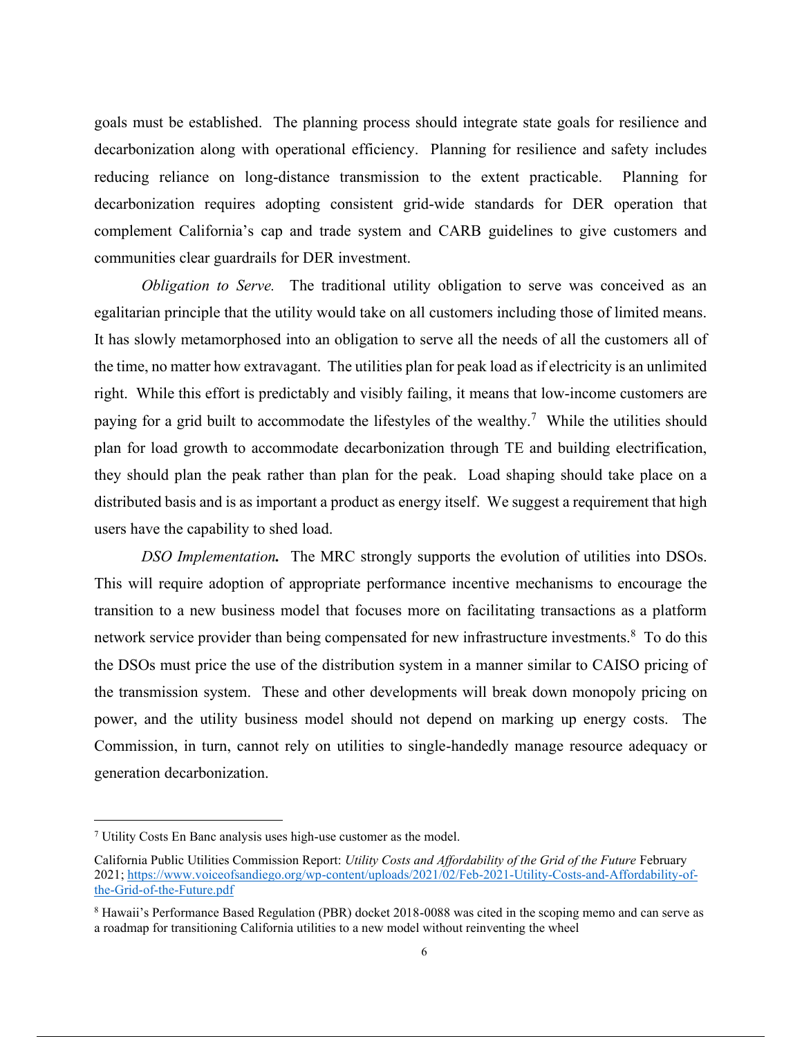goals must be established. The planning process should integrate state goals for resilience and decarbonization along with operational efficiency. Planning for resilience and safety includes reducing reliance on long-distance transmission to the extent practicable. Planning for decarbonization requires adopting consistent grid-wide standards for DER operation that complement California's cap and trade system and CARB guidelines to give customers and communities clear guardrails for DER investment.

*Obligation to Serve.* The traditional utility obligation to serve was conceived as an egalitarian principle that the utility would take on all customers including those of limited means. It has slowly metamorphosed into an obligation to serve all the needs of all the customers all of the time, no matter how extravagant. The utilities plan for peak load as if electricity is an unlimited right. While this effort is predictably and visibly failing, it means that low-income customers are paying for a grid built to accommodate the lifestyles of the wealthy.[7] While the utilities should plan for load growth to accommodate decarbonization through TE and building electrification, they should plan the peak rather than plan for the peak. Load shaping should take place on a distributed basis and is as important a product as energy itself. We suggest a requirement that high users have the capability to shed load.

***DSO Implementation.*** The MRC strongly supports the evolution of utilities into DSOs. This will require adoption of appropriate performance incentive mechanisms to encourage the transition to a new business model that focuses more on facilitating transactions as a platform network service provider than being compensated for new infrastructure investments.[8] To do this the DSOs must price the use of the distribution system in a manner similar to CAISO pricing of the transmission system. These and other developments will break down monopoly pricing on power, and the utility business model should not depend on marking up energy costs. The Commission, in turn, cannot rely on utilities to single-handedly manage resource adequacy or generation decarbonization.

---

[7] Utility Costs En Banc analysis uses high-use customer as the model.

California Public Utilities Commission Report: *Utility Costs and Affordability of the Grid of the Future* February 2021; https://www.voiceofsandiego.org/wp-content/uploads/2021/02/Feb-2021-Utility-Costs-and-Affordability-of-the-Grid-of-the-Future.pdf

[8] Hawaii's Performance Based Regulation (PBR) docket 2018-0088 was cited in the scoping memo and can serve as a roadmap for transitioning California utilities to a new model without reinventing the wheel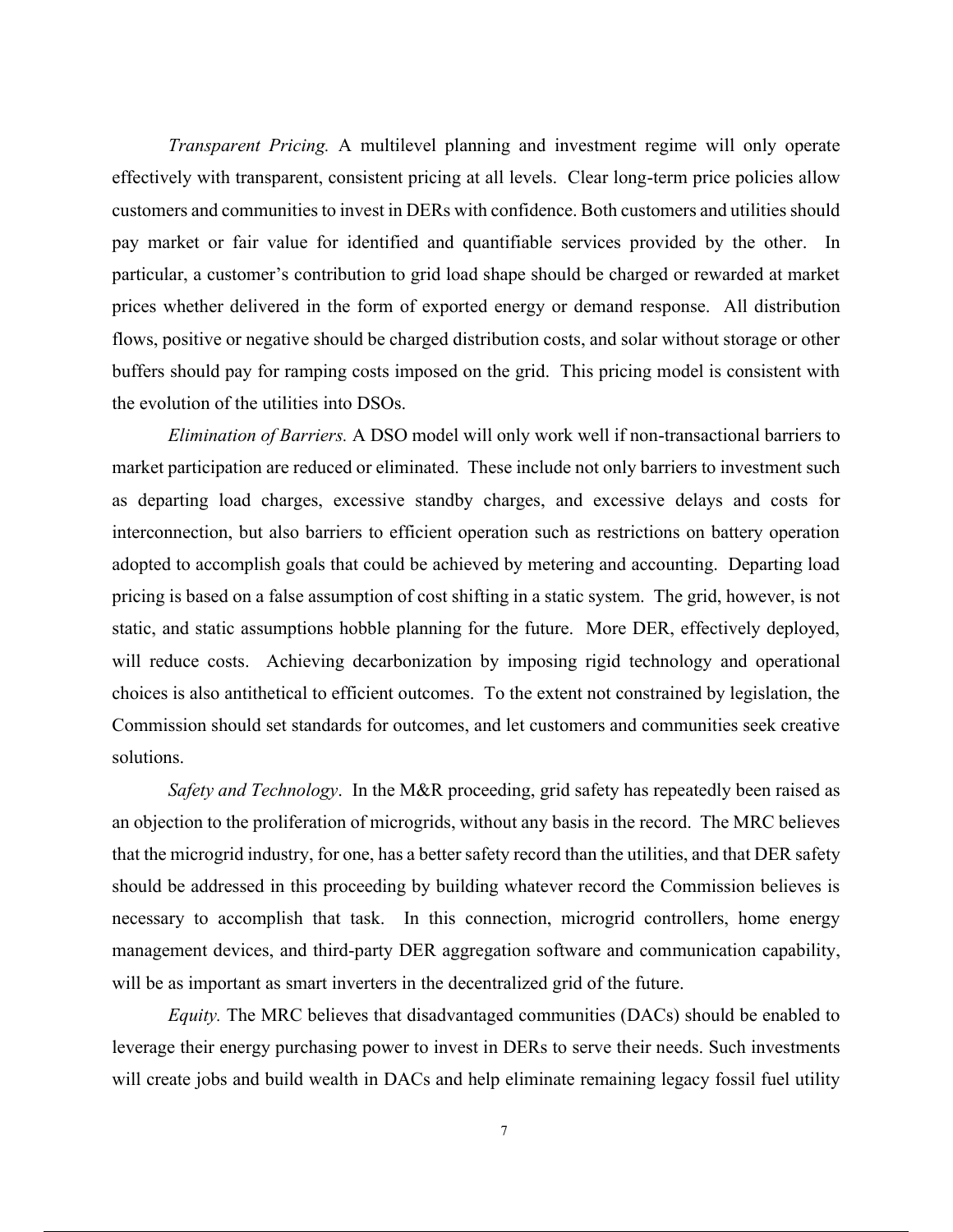*Transparent Pricing.* A multilevel planning and investment regime will only operate effectively with transparent, consistent pricing at all levels. Clear long-term price policies allow customers and communities to invest in DERs with confidence. Both customers and utilities should pay market or fair value for identified and quantifiable services provided by the other. In particular, a customer's contribution to grid load shape should be charged or rewarded at market prices whether delivered in the form of exported energy or demand response. All distribution flows, positive or negative should be charged distribution costs, and solar without storage or other buffers should pay for ramping costs imposed on the grid. This pricing model is consistent with the evolution of the utilities into DSOs.

*Elimination of Barriers.* A DSO model will only work well if non-transactional barriers to market participation are reduced or eliminated. These include not only barriers to investment such as departing load charges, excessive standby charges, and excessive delays and costs for interconnection, but also barriers to efficient operation such as restrictions on battery operation adopted to accomplish goals that could be achieved by metering and accounting. Departing load pricing is based on a false assumption of cost shifting in a static system. The grid, however, is not static, and static assumptions hobble planning for the future. More DER, effectively deployed, will reduce costs. Achieving decarbonization by imposing rigid technology and operational choices is also antithetical to efficient outcomes. To the extent not constrained by legislation, the Commission should set standards for outcomes, and let customers and communities seek creative solutions.

*Safety and Technology*. In the M&R proceeding, grid safety has repeatedly been raised as an objection to the proliferation of microgrids, without any basis in the record. The MRC believes that the microgrid industry, for one, has a better safety record than the utilities, and that DER safety should be addressed in this proceeding by building whatever record the Commission believes is necessary to accomplish that task. In this connection, microgrid controllers, home energy management devices, and third-party DER aggregation software and communication capability, will be as important as smart inverters in the decentralized grid of the future.

*Equity.* The MRC believes that disadvantaged communities (DACs) should be enabled to leverage their energy purchasing power to invest in DERs to serve their needs. Such investments will create jobs and build wealth in DACs and help eliminate remaining legacy fossil fuel utility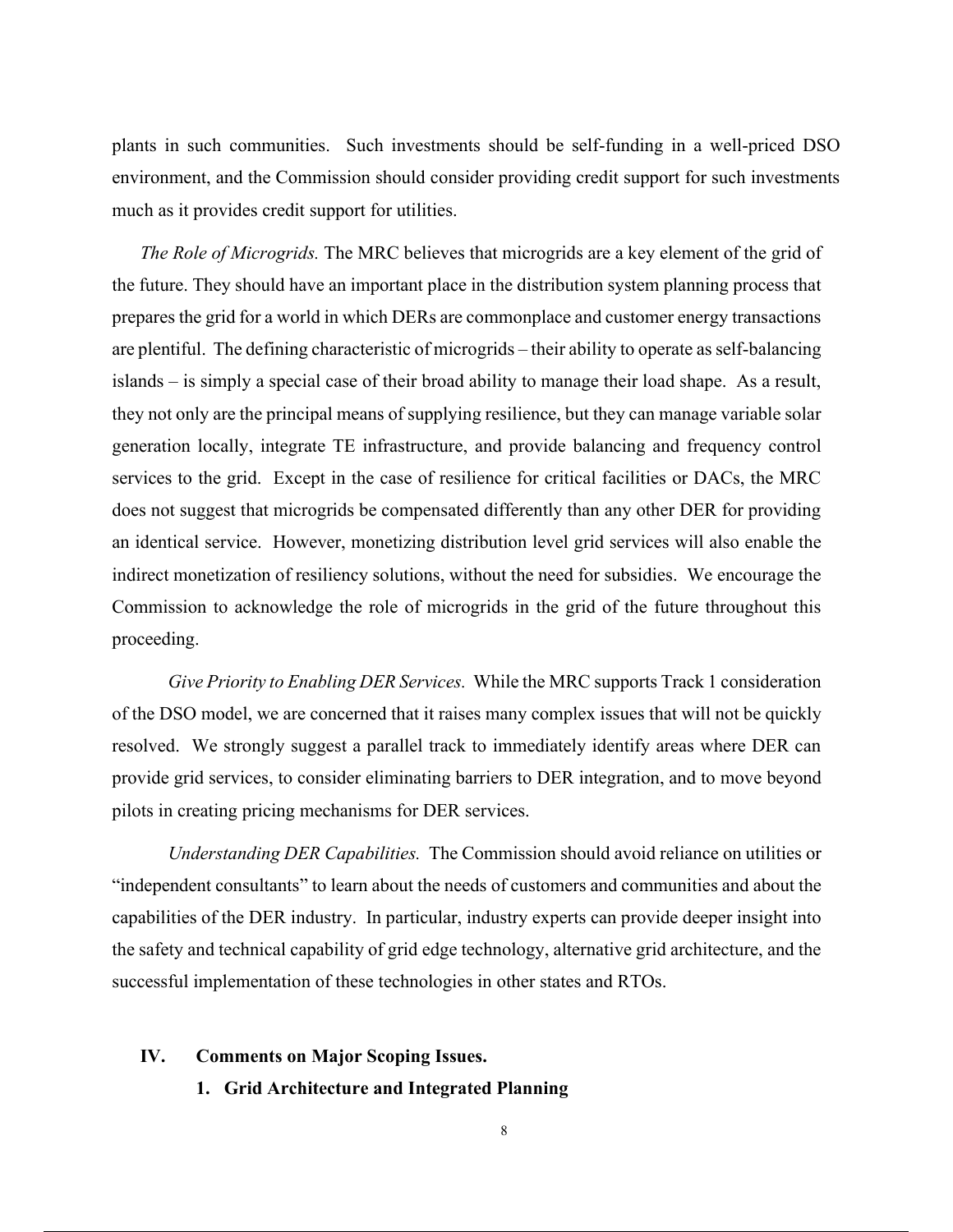plants in such communities. Such investments should be self-funding in a well-priced DSO environment, and the Commission should consider providing credit support for such investments much as it provides credit support for utilities.

*The Role of Microgrids.* The MRC believes that microgrids are a key element of the grid of the future. They should have an important place in the distribution system planning process that prepares the grid for a world in which DERs are commonplace and customer energy transactions are plentiful. The defining characteristic of microgrids – their ability to operate as self-balancing islands – is simply a special case of their broad ability to manage their load shape. As a result, they not only are the principal means of supplying resilience, but they can manage variable solar generation locally, integrate TE infrastructure, and provide balancing and frequency control services to the grid. Except in the case of resilience for critical facilities or DACs, the MRC does not suggest that microgrids be compensated differently than any other DER for providing an identical service. However, monetizing distribution level grid services will also enable the indirect monetization of resiliency solutions, without the need for subsidies. We encourage the Commission to acknowledge the role of microgrids in the grid of the future throughout this proceeding.

*Give Priority to Enabling DER Services.* While the MRC supports Track 1 consideration of the DSO model, we are concerned that it raises many complex issues that will not be quickly resolved. We strongly suggest a parallel track to immediately identify areas where DER can provide grid services, to consider eliminating barriers to DER integration, and to move beyond pilots in creating pricing mechanisms for DER services.

*Understanding DER Capabilities.* The Commission should avoid reliance on utilities or "independent consultants" to learn about the needs of customers and communities and about the capabilities of the DER industry. In particular, industry experts can provide deeper insight into the safety and technical capability of grid edge technology, alternative grid architecture, and the successful implementation of these technologies in other states and RTOs.

## IV. Comments on Major Scoping Issues.

### 1. Grid Architecture and Integrated Planning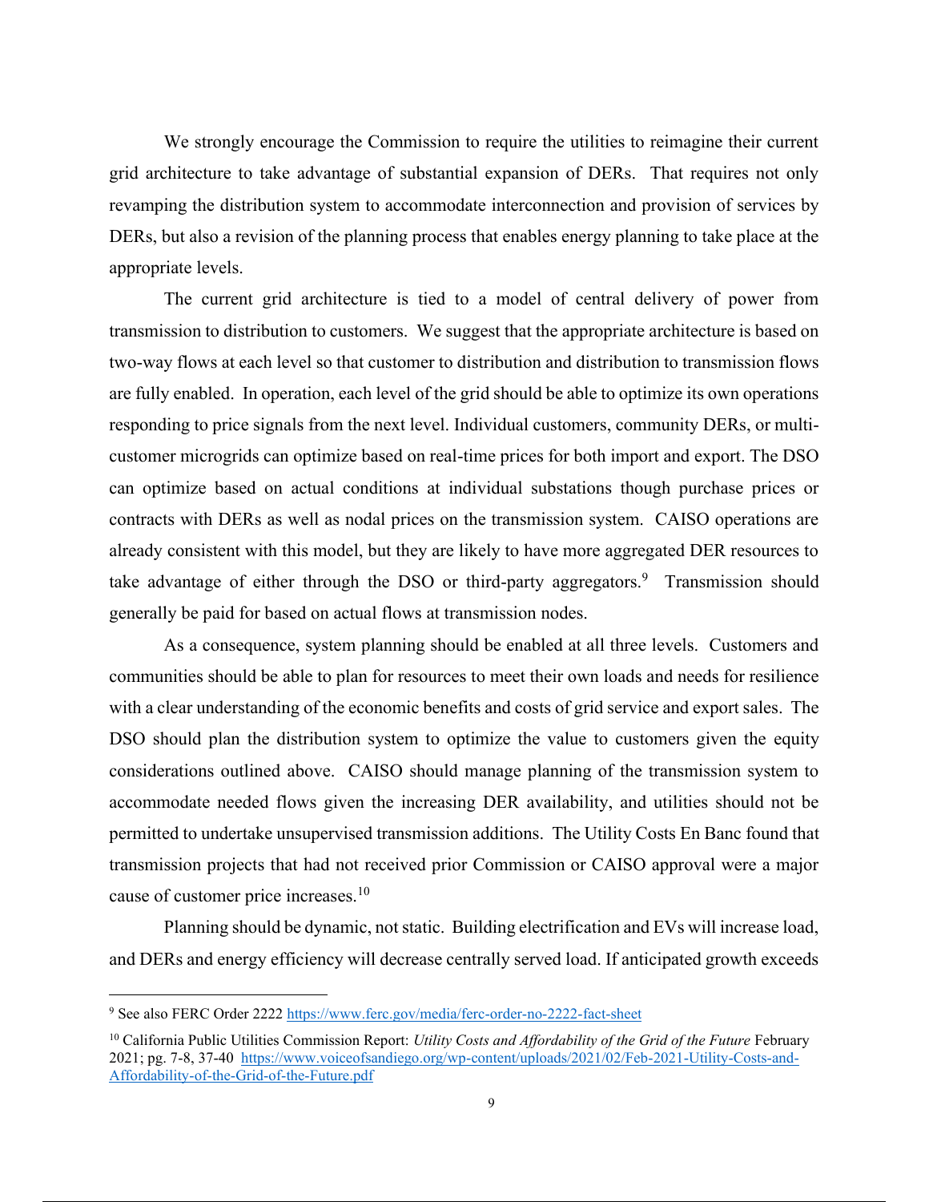We strongly encourage the Commission to require the utilities to reimagine their current grid architecture to take advantage of substantial expansion of DERs. That requires not only revamping the distribution system to accommodate interconnection and provision of services by DERs, but also a revision of the planning process that enables energy planning to take place at the appropriate levels.

The current grid architecture is tied to a model of central delivery of power from transmission to distribution to customers. We suggest that the appropriate architecture is based on two-way flows at each level so that customer to distribution and distribution to transmission flows are fully enabled. In operation, each level of the grid should be able to optimize its own operations responding to price signals from the next level. Individual customers, community DERs, or multi-customer microgrids can optimize based on real-time prices for both import and export. The DSO can optimize based on actual conditions at individual substations though purchase prices or contracts with DERs as well as nodal prices on the transmission system. CAISO operations are already consistent with this model, but they are likely to have more aggregated DER resources to take advantage of either through the DSO or third-party aggregators.[9] Transmission should generally be paid for based on actual flows at transmission nodes.

As a consequence, system planning should be enabled at all three levels. Customers and communities should be able to plan for resources to meet their own loads and needs for resilience with a clear understanding of the economic benefits and costs of grid service and export sales. The DSO should plan the distribution system to optimize the value to customers given the equity considerations outlined above. CAISO should manage planning of the transmission system to accommodate needed flows given the increasing DER availability, and utilities should not be permitted to undertake unsupervised transmission additions. The Utility Costs En Banc found that transmission projects that had not received prior Commission or CAISO approval were a major cause of customer price increases.[10]

Planning should be dynamic, not static. Building electrification and EVs will increase load, and DERs and energy efficiency will decrease centrally served load. If anticipated growth exceeds

---

[9] See also FERC Order 2222 https://www.ferc.gov/media/ferc-order-no-2222-fact-sheet

[10] California Public Utilities Commission Report: *Utility Costs and Affordability of the Grid of the Future* February 2021; pg. 7-8, 37-40 https://www.voiceofsandiego.org/wp-content/uploads/2021/02/Feb-2021-Utility-Costs-and-Affordability-of-the-Grid-of-the-Future.pdf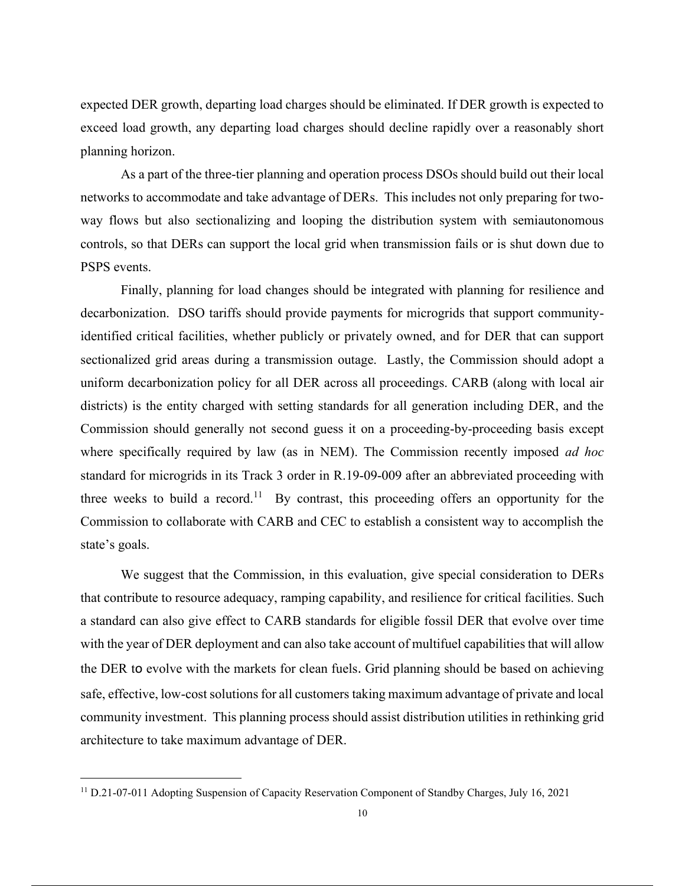expected DER growth, departing load charges should be eliminated. If DER growth is expected to exceed load growth, any departing load charges should decline rapidly over a reasonably short planning horizon.

As a part of the three-tier planning and operation process DSOs should build out their local networks to accommodate and take advantage of DERs. This includes not only preparing for two-way flows but also sectionalizing and looping the distribution system with semiautonomous controls, so that DERs can support the local grid when transmission fails or is shut down due to PSPS events.

Finally, planning for load changes should be integrated with planning for resilience and decarbonization. DSO tariffs should provide payments for microgrids that support community-identified critical facilities, whether publicly or privately owned, and for DER that can support sectionalized grid areas during a transmission outage. Lastly, the Commission should adopt a uniform decarbonization policy for all DER across all proceedings. CARB (along with local air districts) is the entity charged with setting standards for all generation including DER, and the Commission should generally not second guess it on a proceeding-by-proceeding basis except where specifically required by law (as in NEM). The Commission recently imposed *ad hoc* standard for microgrids in its Track 3 order in R.19-09-009 after an abbreviated proceeding with three weeks to build a record.[11] By contrast, this proceeding offers an opportunity for the Commission to collaborate with CARB and CEC to establish a consistent way to accomplish the state's goals.

We suggest that the Commission, in this evaluation, give special consideration to DERs that contribute to resource adequacy, ramping capability, and resilience for critical facilities. Such a standard can also give effect to CARB standards for eligible fossil DER that evolve over time with the year of DER deployment and can also take account of multifuel capabilities that will allow the DER to evolve with the markets for clean fuels. Grid planning should be based on achieving safe, effective, low-cost solutions for all customers taking maximum advantage of private and local community investment. This planning process should assist distribution utilities in rethinking grid architecture to take maximum advantage of DER.

---

[11] D.21-07-011 Adopting Suspension of Capacity Reservation Component of Standby Charges, July 16, 2021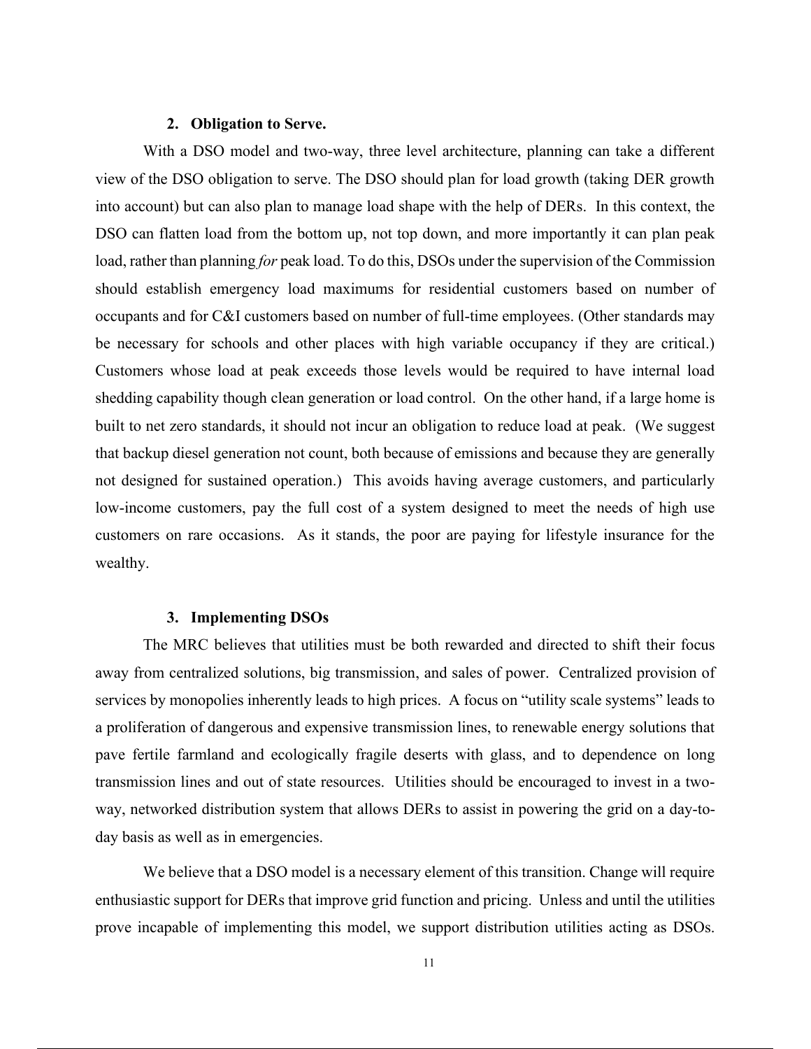### 2. Obligation to Serve.

With a DSO model and two-way, three level architecture, planning can take a different view of the DSO obligation to serve. The DSO should plan for load growth (taking DER growth into account) but can also plan to manage load shape with the help of DERs. In this context, the DSO can flatten load from the bottom up, not top down, and more importantly it can plan peak load, rather than planning *for* peak load. To do this, DSOs under the supervision of the Commission should establish emergency load maximums for residential customers based on number of occupants and for C&I customers based on number of full-time employees. (Other standards may be necessary for schools and other places with high variable occupancy if they are critical.) Customers whose load at peak exceeds those levels would be required to have internal load shedding capability though clean generation or load control. On the other hand, if a large home is built to net zero standards, it should not incur an obligation to reduce load at peak. (We suggest that backup diesel generation not count, both because of emissions and because they are generally not designed for sustained operation.) This avoids having average customers, and particularly low-income customers, pay the full cost of a system designed to meet the needs of high use customers on rare occasions. As it stands, the poor are paying for lifestyle insurance for the wealthy.

### 3. Implementing DSOs

The MRC believes that utilities must be both rewarded and directed to shift their focus away from centralized solutions, big transmission, and sales of power. Centralized provision of services by monopolies inherently leads to high prices. A focus on "utility scale systems" leads to a proliferation of dangerous and expensive transmission lines, to renewable energy solutions that pave fertile farmland and ecologically fragile deserts with glass, and to dependence on long transmission lines and out of state resources. Utilities should be encouraged to invest in a two-way, networked distribution system that allows DERs to assist in powering the grid on a day-to-day basis as well as in emergencies.

We believe that a DSO model is a necessary element of this transition. Change will require enthusiastic support for DERs that improve grid function and pricing. Unless and until the utilities prove incapable of implementing this model, we support distribution utilities acting as DSOs.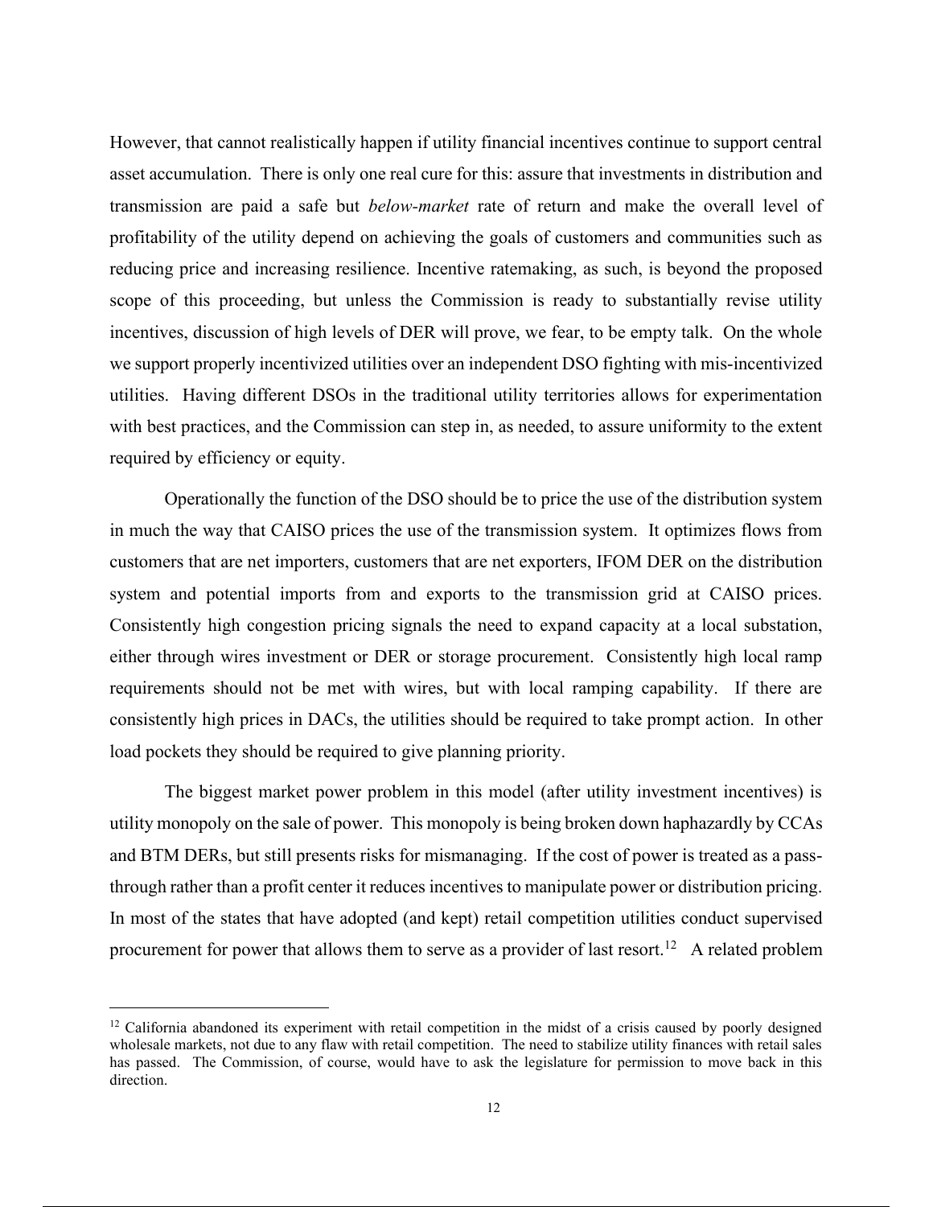However, that cannot realistically happen if utility financial incentives continue to support central asset accumulation. There is only one real cure for this: assure that investments in distribution and transmission are paid a safe but *below-market* rate of return and make the overall level of profitability of the utility depend on achieving the goals of customers and communities such as reducing price and increasing resilience. Incentive ratemaking, as such, is beyond the proposed scope of this proceeding, but unless the Commission is ready to substantially revise utility incentives, discussion of high levels of DER will prove, we fear, to be empty talk. On the whole we support properly incentivized utilities over an independent DSO fighting with mis-incentivized utilities. Having different DSOs in the traditional utility territories allows for experimentation with best practices, and the Commission can step in, as needed, to assure uniformity to the extent required by efficiency or equity.

Operationally the function of the DSO should be to price the use of the distribution system in much the way that CAISO prices the use of the transmission system. It optimizes flows from customers that are net importers, customers that are net exporters, IFOM DER on the distribution system and potential imports from and exports to the transmission grid at CAISO prices. Consistently high congestion pricing signals the need to expand capacity at a local substation, either through wires investment or DER or storage procurement. Consistently high local ramp requirements should not be met with wires, but with local ramping capability. If there are consistently high prices in DACs, the utilities should be required to take prompt action. In other load pockets they should be required to give planning priority.

The biggest market power problem in this model (after utility investment incentives) is utility monopoly on the sale of power. This monopoly is being broken down haphazardly by CCAs and BTM DERs, but still presents risks for mismanaging. If the cost of power is treated as a pass-through rather than a profit center it reduces incentives to manipulate power or distribution pricing. In most of the states that have adopted (and kept) retail competition utilities conduct supervised procurement for power that allows them to serve as a provider of last resort.[12] A related problem

[12] California abandoned its experiment with retail competition in the midst of a crisis caused by poorly designed wholesale markets, not due to any flaw with retail competition. The need to stabilize utility finances with retail sales has passed. The Commission, of course, would have to ask the legislature for permission to move back in this direction.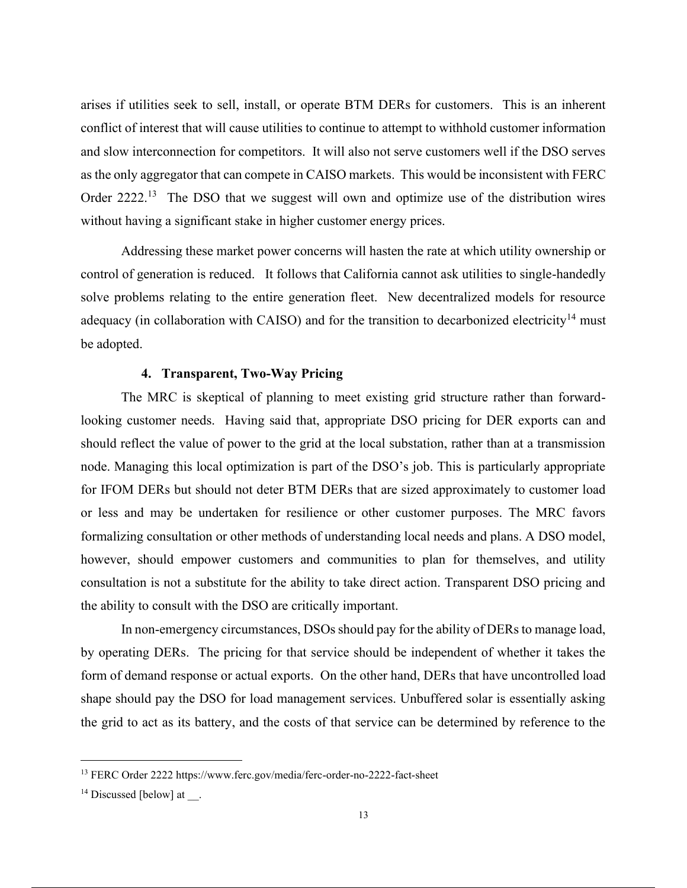arises if utilities seek to sell, install, or operate BTM DERs for customers. This is an inherent conflict of interest that will cause utilities to continue to attempt to withhold customer information and slow interconnection for competitors. It will also not serve customers well if the DSO serves as the only aggregator that can compete in CAISO markets. This would be inconsistent with FERC Order 2222.[13] The DSO that we suggest will own and optimize use of the distribution wires without having a significant stake in higher customer energy prices.

Addressing these market power concerns will hasten the rate at which utility ownership or control of generation is reduced. It follows that California cannot ask utilities to single-handedly solve problems relating to the entire generation fleet. New decentralized models for resource adequacy (in collaboration with CAISO) and for the transition to decarbonized electricity[14] must be adopted.

### 4. Transparent, Two-Way Pricing

The MRC is skeptical of planning to meet existing grid structure rather than forward-looking customer needs. Having said that, appropriate DSO pricing for DER exports can and should reflect the value of power to the grid at the local substation, rather than at a transmission node. Managing this local optimization is part of the DSO's job. This is particularly appropriate for IFOM DERs but should not deter BTM DERs that are sized approximately to customer load or less and may be undertaken for resilience or other customer purposes. The MRC favors formalizing consultation or other methods of understanding local needs and plans. A DSO model, however, should empower customers and communities to plan for themselves, and utility consultation is not a substitute for the ability to take direct action. Transparent DSO pricing and the ability to consult with the DSO are critically important.

In non-emergency circumstances, DSOs should pay for the ability of DERs to manage load, by operating DERs. The pricing for that service should be independent of whether it takes the form of demand response or actual exports. On the other hand, DERs that have uncontrolled load shape should pay the DSO for load management services. Unbuffered solar is essentially asking the grid to act as its battery, and the costs of that service can be determined by reference to the

---

[13] FERC Order 2222 https://www.ferc.gov/media/ferc-order-no-2222-fact-sheet

[14] Discussed [below] at __.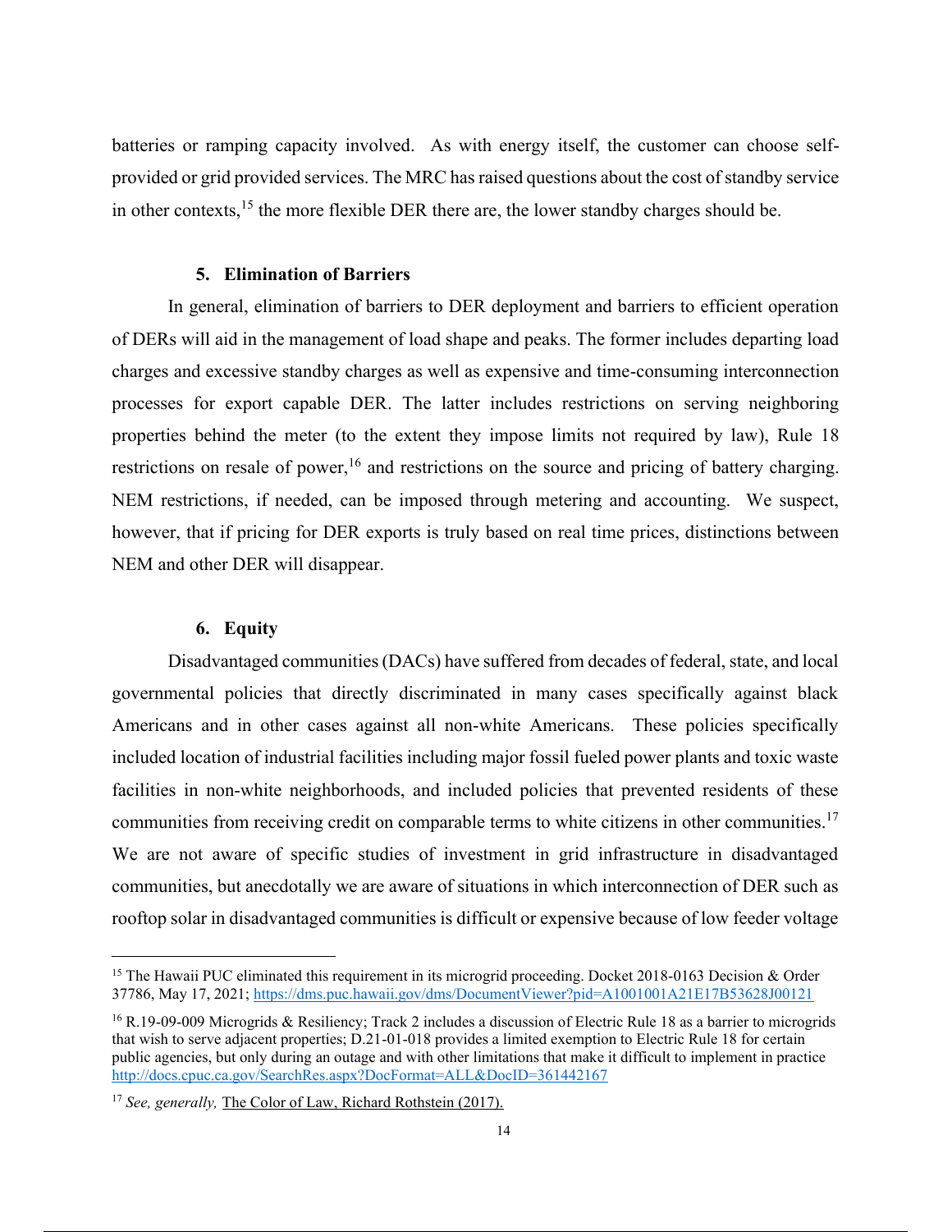batteries or ramping capacity involved. As with energy itself, the customer can choose self-provided or grid provided services. The MRC has raised questions about the cost of standby service in other contexts,[15] the more flexible DER there are, the lower standby charges should be.

### 5. Elimination of Barriers

In general, elimination of barriers to DER deployment and barriers to efficient operation of DERs will aid in the management of load shape and peaks. The former includes departing load charges and excessive standby charges as well as expensive and time-consuming interconnection processes for export capable DER. The latter includes restrictions on serving neighboring properties behind the meter (to the extent they impose limits not required by law), Rule 18 restrictions on resale of power,[16] and restrictions on the source and pricing of battery charging. NEM restrictions, if needed, can be imposed through metering and accounting. We suspect, however, that if pricing for DER exports is truly based on real time prices, distinctions between NEM and other DER will disappear.

### 6. Equity

Disadvantaged communities (DACs) have suffered from decades of federal, state, and local governmental policies that directly discriminated in many cases specifically against black Americans and in other cases against all non-white Americans. These policies specifically included location of industrial facilities including major fossil fueled power plants and toxic waste facilities in non-white neighborhoods, and included policies that prevented residents of these communities from receiving credit on comparable terms to white citizens in other communities.[17] We are not aware of specific studies of investment in grid infrastructure in disadvantaged communities, but anecdotally we are aware of situations in which interconnection of DER such as rooftop solar in disadvantaged communities is difficult or expensive because of low feeder voltage

---

[15] The Hawaii PUC eliminated this requirement in its microgrid proceeding. Docket 2018-0163 Decision & Order 37786, May 17, 2021; https://dms.puc.hawaii.gov/dms/DocumentViewer?pid=A1001001A21E17B53628J00121

[16] R.19-09-009 Microgrids & Resiliency; Track 2 includes a discussion of Electric Rule 18 as a barrier to microgrids that wish to serve adjacent properties; D.21-01-018 provides a limited exemption to Electric Rule 18 for certain public agencies, but only during an outage and with other limitations that make it difficult to implement in practice http://docs.cpuc.ca.gov/SearchRes.aspx?DocFormat=ALL&DocID=361442167

[17] *See, generally,* The Color of Law, Richard Rothstein (2017).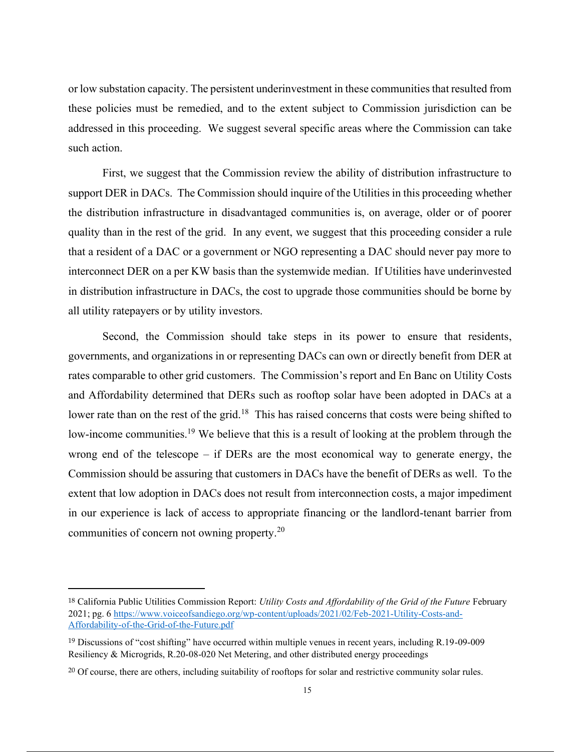or low substation capacity. The persistent underinvestment in these communities that resulted from these policies must be remedied, and to the extent subject to Commission jurisdiction can be addressed in this proceeding. We suggest several specific areas where the Commission can take such action.

First, we suggest that the Commission review the ability of distribution infrastructure to support DER in DACs. The Commission should inquire of the Utilities in this proceeding whether the distribution infrastructure in disadvantaged communities is, on average, older or of poorer quality than in the rest of the grid. In any event, we suggest that this proceeding consider a rule that a resident of a DAC or a government or NGO representing a DAC should never pay more to interconnect DER on a per KW basis than the systemwide median. If Utilities have underinvested in distribution infrastructure in DACs, the cost to upgrade those communities should be borne by all utility ratepayers or by utility investors.

Second, the Commission should take steps in its power to ensure that residents, governments, and organizations in or representing DACs can own or directly benefit from DER at rates comparable to other grid customers. The Commission's report and En Banc on Utility Costs and Affordability determined that DERs such as rooftop solar have been adopted in DACs at a lower rate than on the rest of the grid.[18] This has raised concerns that costs were being shifted to low-income communities.[19] We believe that this is a result of looking at the problem through the wrong end of the telescope – if DERs are the most economical way to generate energy, the Commission should be assuring that customers in DACs have the benefit of DERs as well. To the extent that low adoption in DACs does not result from interconnection costs, a major impediment in our experience is lack of access to appropriate financing or the landlord-tenant barrier from communities of concern not owning property.[20]

---

[18] California Public Utilities Commission Report: *Utility Costs and Affordability of the Grid of the Future* February 2021; pg. 6 https://www.voiceofsandiego.org/wp-content/uploads/2021/02/Feb-2021-Utility-Costs-and-Affordability-of-the-Grid-of-the-Future.pdf

[19] Discussions of "cost shifting" have occurred within multiple venues in recent years, including R.19-09-009 Resiliency & Microgrids, R.20-08-020 Net Metering, and other distributed energy proceedings

[20] Of course, there are others, including suitability of rooftops for solar and restrictive community solar rules.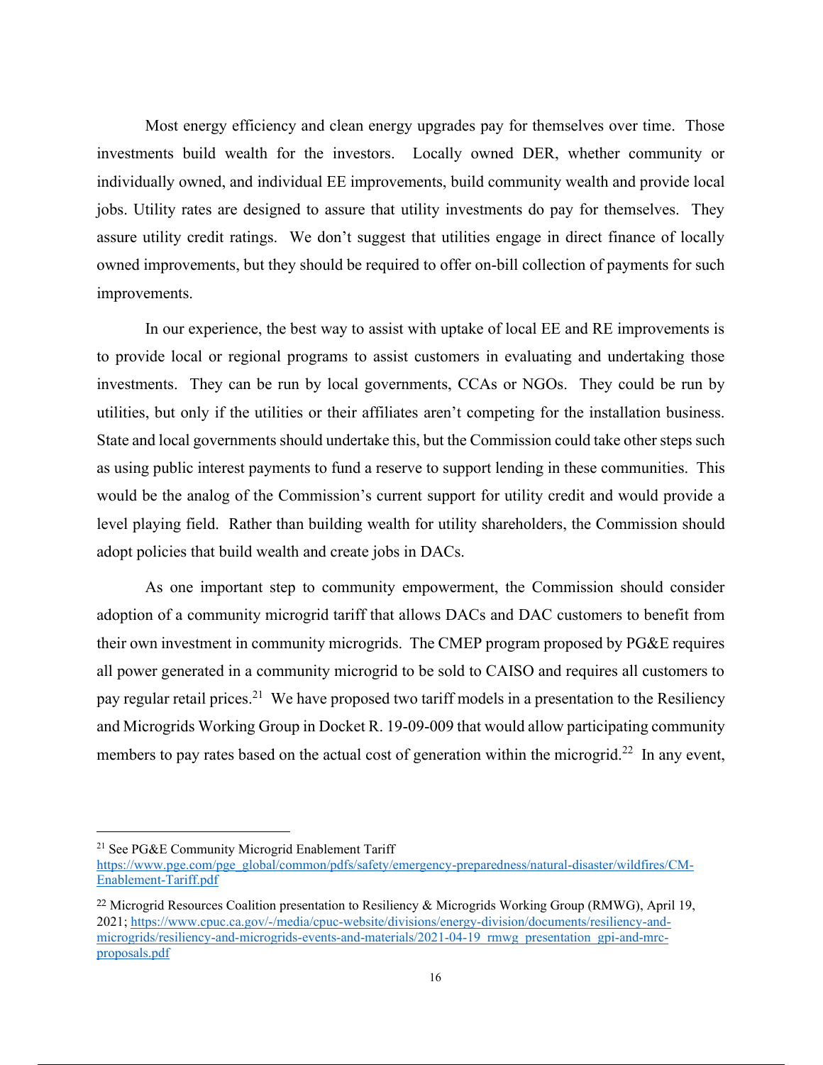Most energy efficiency and clean energy upgrades pay for themselves over time. Those investments build wealth for the investors. Locally owned DER, whether community or individually owned, and individual EE improvements, build community wealth and provide local jobs. Utility rates are designed to assure that utility investments do pay for themselves. They assure utility credit ratings. We don't suggest that utilities engage in direct finance of locally owned improvements, but they should be required to offer on-bill collection of payments for such improvements.

In our experience, the best way to assist with uptake of local EE and RE improvements is to provide local or regional programs to assist customers in evaluating and undertaking those investments. They can be run by local governments, CCAs or NGOs. They could be run by utilities, but only if the utilities or their affiliates aren't competing for the installation business. State and local governments should undertake this, but the Commission could take other steps such as using public interest payments to fund a reserve to support lending in these communities. This would be the analog of the Commission's current support for utility credit and would provide a level playing field. Rather than building wealth for utility shareholders, the Commission should adopt policies that build wealth and create jobs in DACs.

As one important step to community empowerment, the Commission should consider adoption of a community microgrid tariff that allows DACs and DAC customers to benefit from their own investment in community microgrids. The CMEP program proposed by PG&E requires all power generated in a community microgrid to be sold to CAISO and requires all customers to pay regular retail prices.[21] We have proposed two tariff models in a presentation to the Resiliency and Microgrids Working Group in Docket R. 19-09-009 that would allow participating community members to pay rates based on the actual cost of generation within the microgrid.[22] In any event,

---

[21] See PG&E Community Microgrid Enablement Tariff https://www.pge.com/pge_global/common/pdfs/safety/emergency-preparedness/natural-disaster/wildfires/CM-Enablement-Tariff.pdf

[22] Microgrid Resources Coalition presentation to Resiliency & Microgrids Working Group (RMWG), April 19, 2021; https://www.cpuc.ca.gov/-/media/cpuc-website/divisions/energy-division/documents/resiliency-and-microgrids/resiliency-and-microgrids-events-and-materials/2021-04-19_rmwg_presentation_gpi-and-mrc-proposals.pdf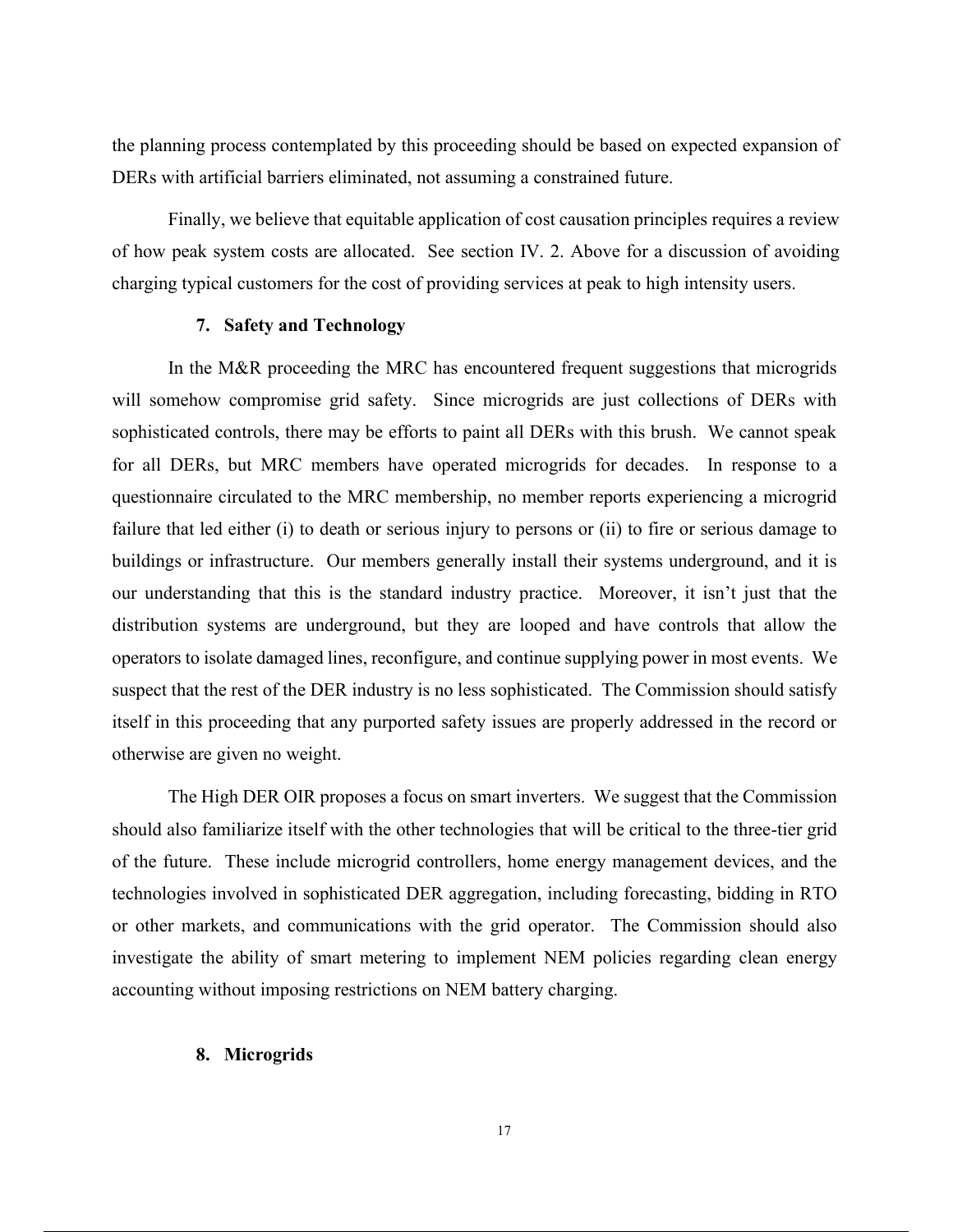the planning process contemplated by this proceeding should be based on expected expansion of DERs with artificial barriers eliminated, not assuming a constrained future.

Finally, we believe that equitable application of cost causation principles requires a review of how peak system costs are allocated. See section IV. 2. Above for a discussion of avoiding charging typical customers for the cost of providing services at peak to high intensity users.

#### 7. Safety and Technology

In the M&R proceeding the MRC has encountered frequent suggestions that microgrids will somehow compromise grid safety. Since microgrids are just collections of DERs with sophisticated controls, there may be efforts to paint all DERs with this brush. We cannot speak for all DERs, but MRC members have operated microgrids for decades. In response to a questionnaire circulated to the MRC membership, no member reports experiencing a microgrid failure that led either (i) to death or serious injury to persons or (ii) to fire or serious damage to buildings or infrastructure. Our members generally install their systems underground, and it is our understanding that this is the standard industry practice. Moreover, it isn't just that the distribution systems are underground, but they are looped and have controls that allow the operators to isolate damaged lines, reconfigure, and continue supplying power in most events. We suspect that the rest of the DER industry is no less sophisticated. The Commission should satisfy itself in this proceeding that any purported safety issues are properly addressed in the record or otherwise are given no weight.

The High DER OIR proposes a focus on smart inverters. We suggest that the Commission should also familiarize itself with the other technologies that will be critical to the three-tier grid of the future. These include microgrid controllers, home energy management devices, and the technologies involved in sophisticated DER aggregation, including forecasting, bidding in RTO or other markets, and communications with the grid operator. The Commission should also investigate the ability of smart metering to implement NEM policies regarding clean energy accounting without imposing restrictions on NEM battery charging.

#### 8. Microgrids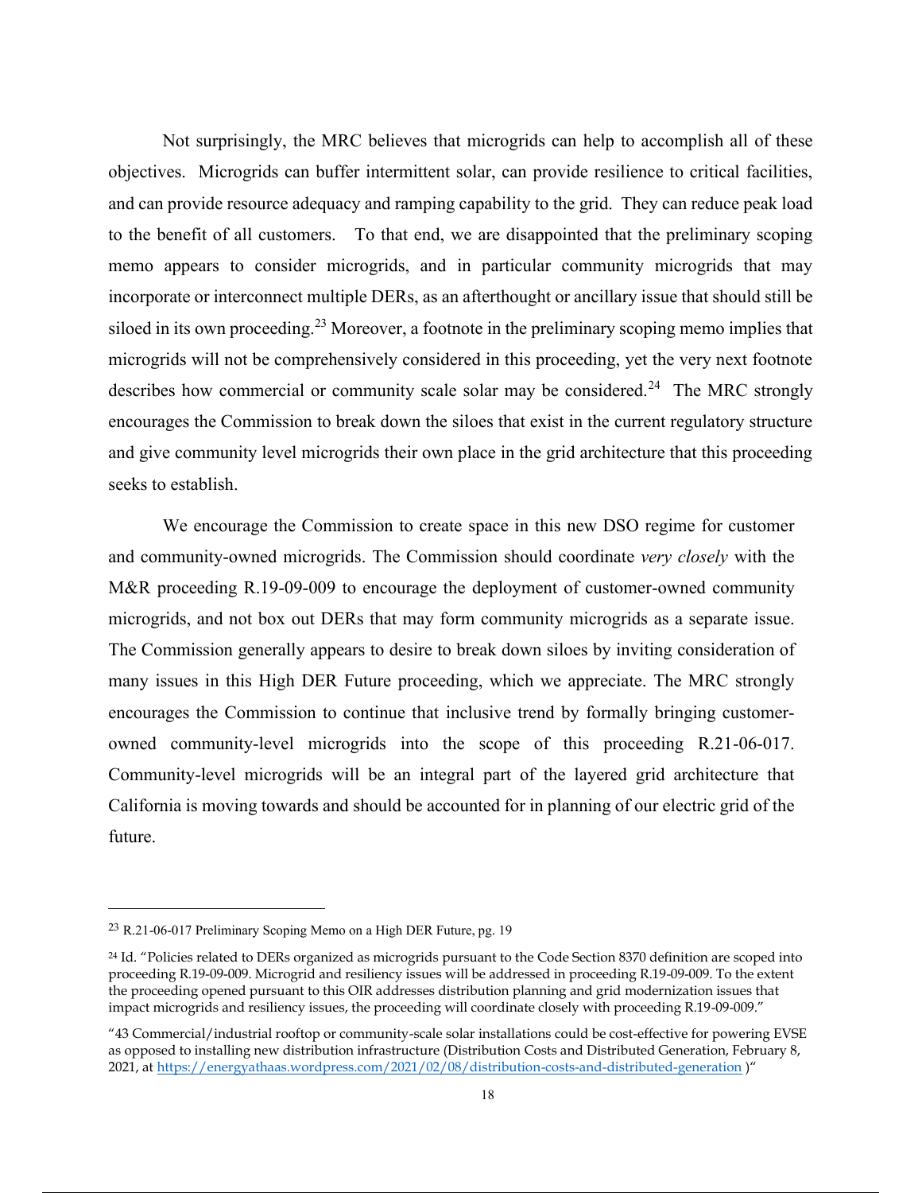Not surprisingly, the MRC believes that microgrids can help to accomplish all of these objectives. Microgrids can buffer intermittent solar, can provide resilience to critical facilities, and can provide resource adequacy and ramping capability to the grid. They can reduce peak load to the benefit of all customers. To that end, we are disappointed that the preliminary scoping memo appears to consider microgrids, and in particular community microgrids that may incorporate or interconnect multiple DERs, as an afterthought or ancillary issue that should still be siloed in its own proceeding.[23] Moreover, a footnote in the preliminary scoping memo implies that microgrids will not be comprehensively considered in this proceeding, yet the very next footnote describes how commercial or community scale solar may be considered.[24] The MRC strongly encourages the Commission to break down the siloes that exist in the current regulatory structure and give community level microgrids their own place in the grid architecture that this proceeding seeks to establish.

We encourage the Commission to create space in this new DSO regime for customer and community-owned microgrids. The Commission should coordinate *very closely* with the M&R proceeding R.19-09-009 to encourage the deployment of customer-owned community microgrids, and not box out DERs that may form community microgrids as a separate issue. The Commission generally appears to desire to break down siloes by inviting consideration of many issues in this High DER Future proceeding, which we appreciate. The MRC strongly encourages the Commission to continue that inclusive trend by formally bringing customer-owned community-level microgrids into the scope of this proceeding R.21-06-017. Community-level microgrids will be an integral part of the layered grid architecture that California is moving towards and should be accounted for in planning of our electric grid of the future.

---

[23] R.21-06-017 Preliminary Scoping Memo on a High DER Future, pg. 19

[24] Id. "Policies related to DERs organized as microgrids pursuant to the Code Section 8370 definition are scoped into proceeding R.19-09-009. Microgrid and resiliency issues will be addressed in proceeding R.19-09-009. To the extent the proceeding opened pursuant to this OIR addresses distribution planning and grid modernization issues that impact microgrids and resiliency issues, the proceeding will coordinate closely with proceeding R.19-09-009."

"43 Commercial/industrial rooftop or community-scale solar installations could be cost-effective for powering EVSE as opposed to installing new distribution infrastructure (Distribution Costs and Distributed Generation, February 8, 2021, at https://energyathaas.wordpress.com/2021/02/08/distribution-costs-and-distributed-generation )"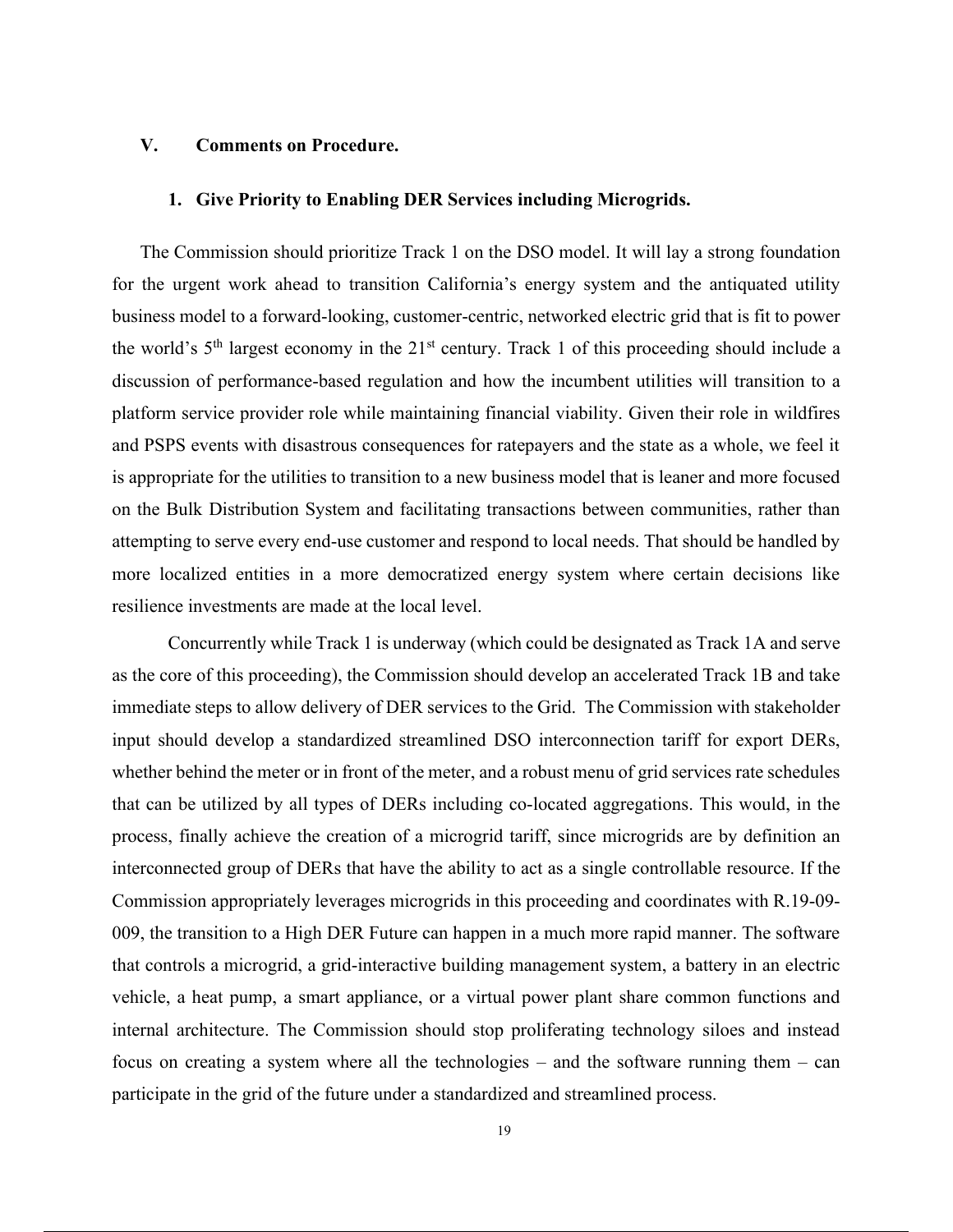## V. Comments on Procedure.

### 1. Give Priority to Enabling DER Services including Microgrids.

The Commission should prioritize Track 1 on the DSO model. It will lay a strong foundation for the urgent work ahead to transition California's energy system and the antiquated utility business model to a forward-looking, customer-centric, networked electric grid that is fit to power the world's 5th largest economy in the 21st century. Track 1 of this proceeding should include a discussion of performance-based regulation and how the incumbent utilities will transition to a platform service provider role while maintaining financial viability. Given their role in wildfires and PSPS events with disastrous consequences for ratepayers and the state as a whole, we feel it is appropriate for the utilities to transition to a new business model that is leaner and more focused on the Bulk Distribution System and facilitating transactions between communities, rather than attempting to serve every end-use customer and respond to local needs. That should be handled by more localized entities in a more democratized energy system where certain decisions like resilience investments are made at the local level.

Concurrently while Track 1 is underway (which could be designated as Track 1A and serve as the core of this proceeding), the Commission should develop an accelerated Track 1B and take immediate steps to allow delivery of DER services to the Grid. The Commission with stakeholder input should develop a standardized streamlined DSO interconnection tariff for export DERs, whether behind the meter or in front of the meter, and a robust menu of grid services rate schedules that can be utilized by all types of DERs including co-located aggregations. This would, in the process, finally achieve the creation of a microgrid tariff, since microgrids are by definition an interconnected group of DERs that have the ability to act as a single controllable resource. If the Commission appropriately leverages microgrids in this proceeding and coordinates with R.19-09-009, the transition to a High DER Future can happen in a much more rapid manner. The software that controls a microgrid, a grid-interactive building management system, a battery in an electric vehicle, a heat pump, a smart appliance, or a virtual power plant share common functions and internal architecture. The Commission should stop proliferating technology siloes and instead focus on creating a system where all the technologies – and the software running them – can participate in the grid of the future under a standardized and streamlined process.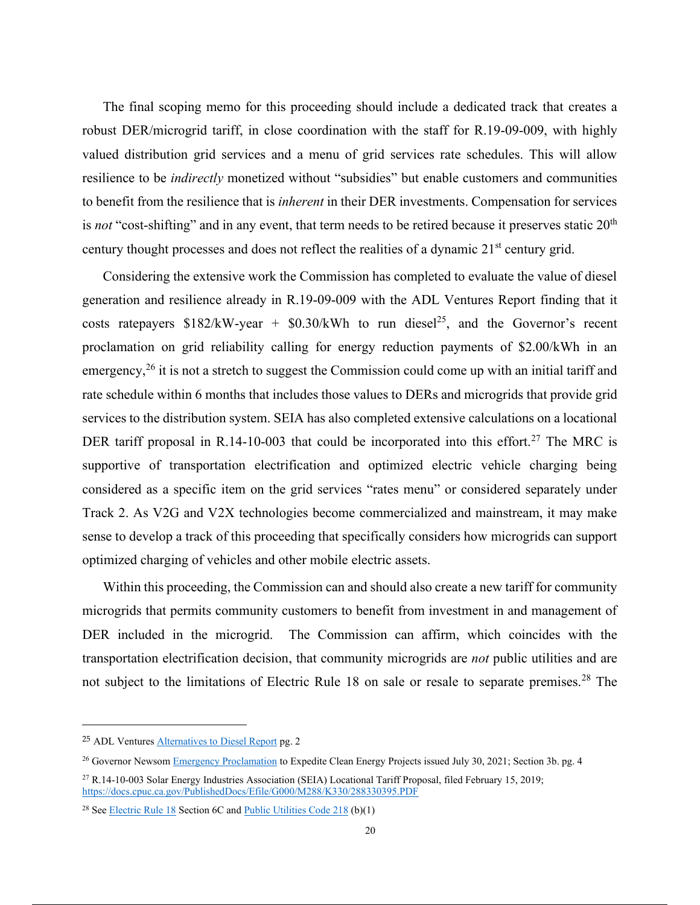The final scoping memo for this proceeding should include a dedicated track that creates a robust DER/microgrid tariff, in close coordination with the staff for R.19-09-009, with highly valued distribution grid services and a menu of grid services rate schedules. This will allow resilience to be *indirectly* monetized without "subsidies" but enable customers and communities to benefit from the resilience that is *inherent* in their DER investments. Compensation for services is *not* "cost-shifting" and in any event, that term needs to be retired because it preserves static 20th century thought processes and does not reflect the realities of a dynamic 21st century grid.

Considering the extensive work the Commission has completed to evaluate the value of diesel generation and resilience already in R.19-09-009 with the ADL Ventures Report finding that it costs ratepayers $182/kW-year + $0.30/kWh to run diesel[25], and the Governor's recent proclamation on grid reliability calling for energy reduction payments of $2.00/kWh in an emergency,[26] it is not a stretch to suggest the Commission could come up with an initial tariff and rate schedule within 6 months that includes those values to DERs and microgrids that provide grid services to the distribution system. SEIA has also completed extensive calculations on a locational DER tariff proposal in R.14-10-003 that could be incorporated into this effort.[27] The MRC is supportive of transportation electrification and optimized electric vehicle charging being considered as a specific item on the grid services "rates menu" or considered separately under Track 2. As V2G and V2X technologies become commercialized and mainstream, it may make sense to develop a track of this proceeding that specifically considers how microgrids can support optimized charging of vehicles and other mobile electric assets.

Within this proceeding, the Commission can and should also create a new tariff for community microgrids that permits community customers to benefit from investment in and management of DER included in the microgrid. The Commission can affirm, which coincides with the transportation electrification decision, that community microgrids are *not* public utilities and are not subject to the limitations of Electric Rule 18 on sale or resale to separate premises.[28] The

---

[25] ADL Ventures [Alternatives to Diesel Report]() pg. 2

[26] Governor Newsom [Emergency Proclamation]() to Expedite Clean Energy Projects issued July 30, 2021; Section 3b. pg. 4

[27] R.14-10-003 Solar Energy Industries Association (SEIA) Locational Tariff Proposal, filed February 15, 2019; https://docs.cpuc.ca.gov/PublishedDocs/Efile/G000/M288/K330/288330395.PDF

[28] See [Electric Rule 18]() Section 6C and [Public Utilities Code 218]() (b)(1)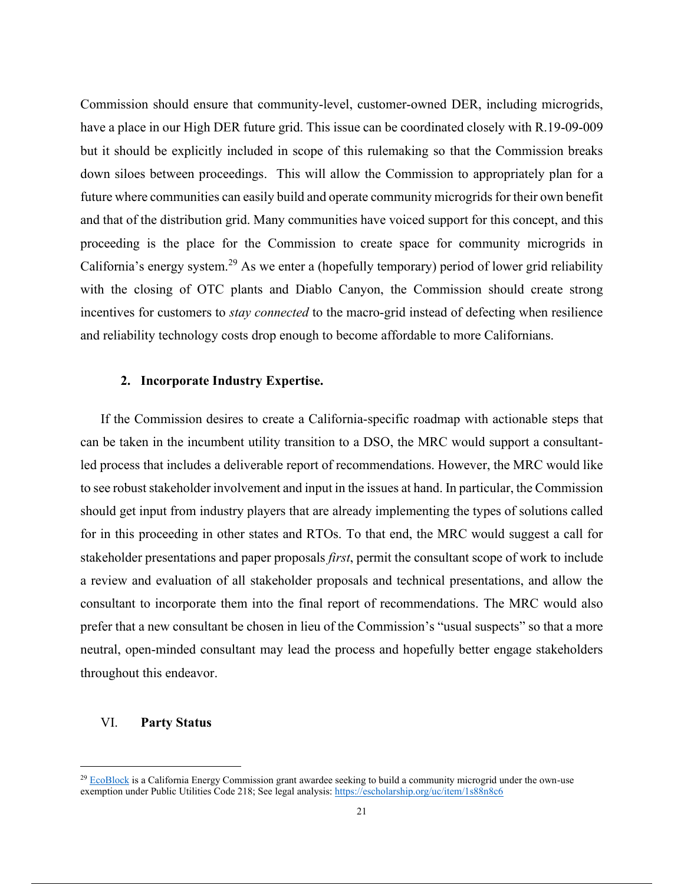Commission should ensure that community-level, customer-owned DER, including microgrids, have a place in our High DER future grid. This issue can be coordinated closely with R.19-09-009 but it should be explicitly included in scope of this rulemaking so that the Commission breaks down siloes between proceedings. This will allow the Commission to appropriately plan for a future where communities can easily build and operate community microgrids for their own benefit and that of the distribution grid. Many communities have voiced support for this concept, and this proceeding is the place for the Commission to create space for community microgrids in California's energy system.[29] As we enter a (hopefully temporary) period of lower grid reliability with the closing of OTC plants and Diablo Canyon, the Commission should create strong incentives for customers to *stay connected* to the macro-grid instead of defecting when resilience and reliability technology costs drop enough to become affordable to more Californians.

### 2. Incorporate Industry Expertise.

If the Commission desires to create a California-specific roadmap with actionable steps that can be taken in the incumbent utility transition to a DSO, the MRC would support a consultant-led process that includes a deliverable report of recommendations. However, the MRC would like to see robust stakeholder involvement and input in the issues at hand. In particular, the Commission should get input from industry players that are already implementing the types of solutions called for in this proceeding in other states and RTOs. To that end, the MRC would suggest a call for stakeholder presentations and paper proposals *first*, permit the consultant scope of work to include a review and evaluation of all stakeholder proposals and technical presentations, and allow the consultant to incorporate them into the final report of recommendations. The MRC would also prefer that a new consultant be chosen in lieu of the Commission's "usual suspects" so that a more neutral, open-minded consultant may lead the process and hopefully better engage stakeholders throughout this endeavor.

## VI. Party Status

---

[29] EcoBlock is a California Energy Commission grant awardee seeking to build a community microgrid under the own-use exemption under Public Utilities Code 218; See legal analysis: https://escholarship.org/uc/item/1s88n8c6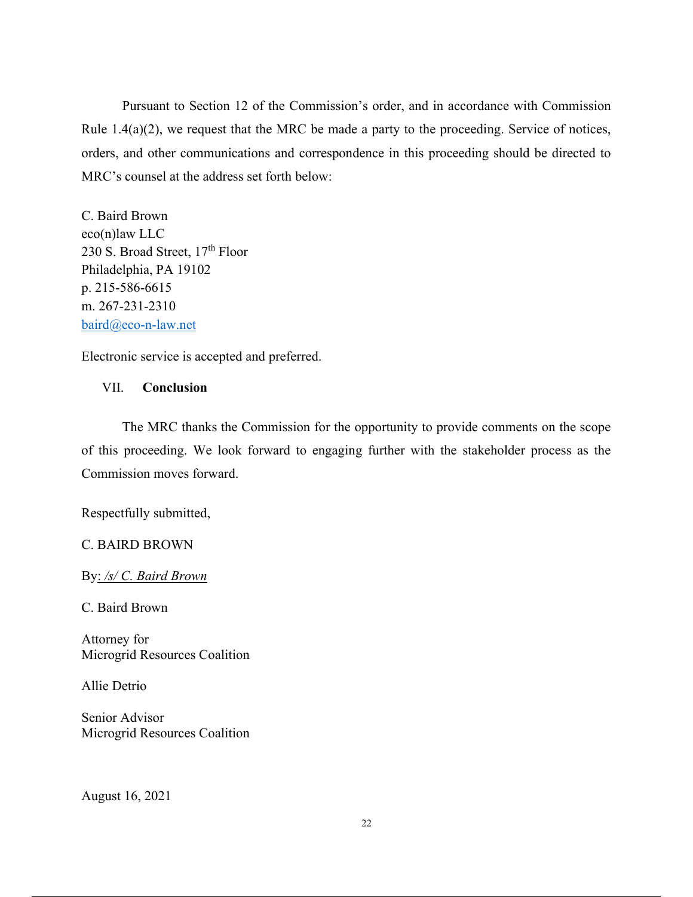Pursuant to Section 12 of the Commission's order, and in accordance with Commission Rule 1.4(a)(2), we request that the MRC be made a party to the proceeding. Service of notices, orders, and other communications and correspondence in this proceeding should be directed to MRC's counsel at the address set forth below:

C. Baird Brown
eco(n)law LLC
230 S. Broad Street, 17th Floor
Philadelphia, PA 19102
p. 215-586-6615
m. 267-231-2310
baird@eco-n-law.net

Electronic service is accepted and preferred.

## VII. **Conclusion**

The MRC thanks the Commission for the opportunity to provide comments on the scope of this proceeding. We look forward to engaging further with the stakeholder process as the Commission moves forward.

Respectfully submitted,

C. BAIRD BROWN

By: */s/ C. Baird Brown*

C. Baird Brown

Attorney for
Microgrid Resources Coalition

Allie Detrio

Senior Advisor
Microgrid Resources Coalition

August 16, 2021